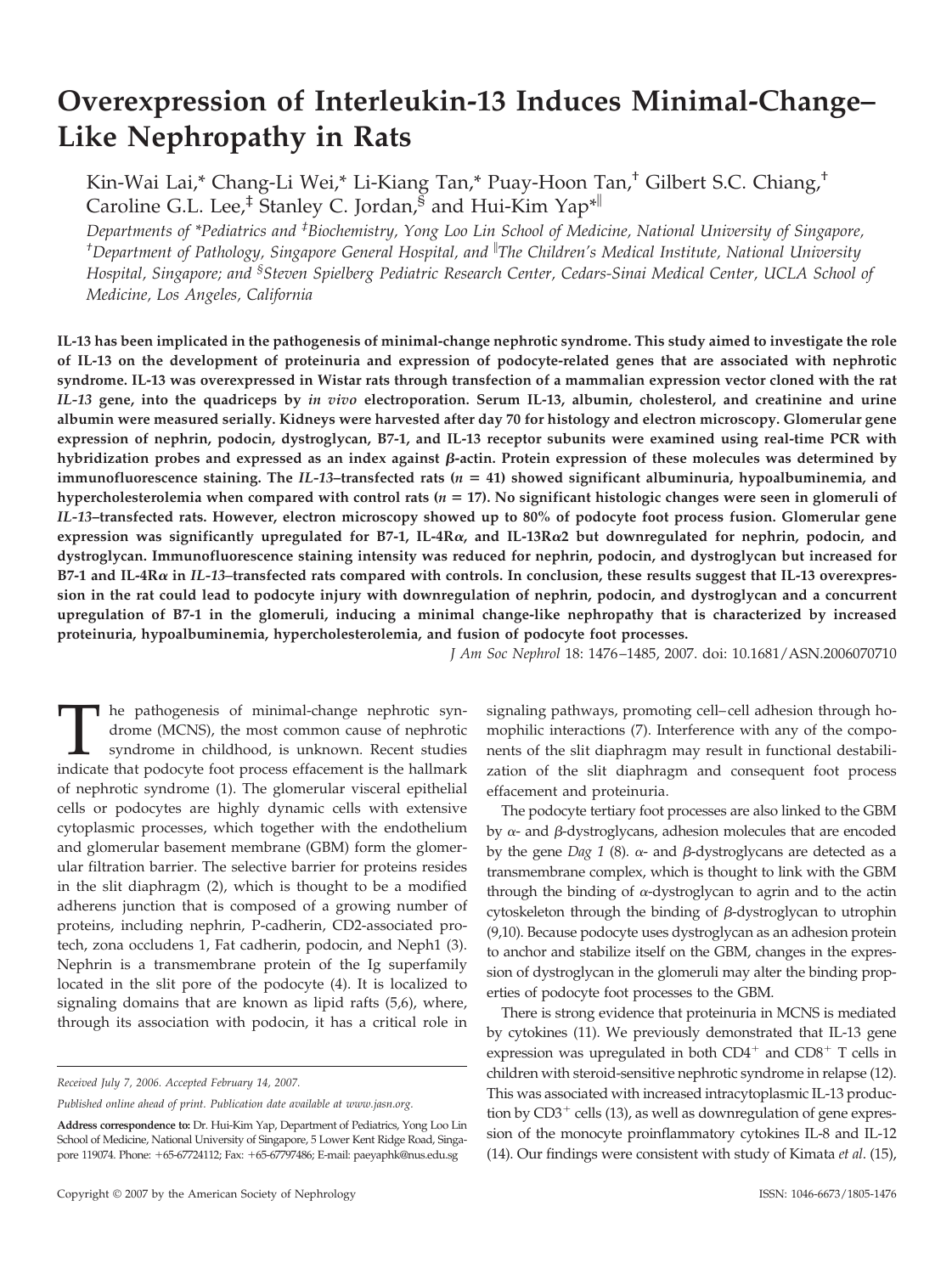# Overexpression of Interleukin-13 Induces Minimal-Change–Like Nephropathy in Rats

Kin-Wai Lai,* Chang-Li Wei,* Li-Kiang Tan,* Puay-Hoon Tan,† Gilbert S.C. Chiang,† Caroline G.L. Lee,‡ Stanley C. Jordan,§ and Hui-Kim Yap*‖

*Departments of \*Pediatrics and ‡Biochemistry, Yong Loo Lin School of Medicine, National University of Singapore, †Department of Pathology, Singapore General Hospital, and ‖The Children's Medical Institute, National University Hospital, Singapore; and §Steven Spielberg Pediatric Research Center, Cedars-Sinai Medical Center, UCLA School of Medicine, Los Angeles, California*

**IL-13 has been implicated in the pathogenesis of minimal-change nephrotic syndrome. This study aimed to investigate the role of IL-13 on the development of proteinuria and expression of podocyte-related genes that are associated with nephrotic syndrome. IL-13 was overexpressed in Wistar rats through transfection of a mammalian expression vector cloned with the rat *IL-13* gene, into the quadriceps by *in vivo* electroporation. Serum IL-13, albumin, cholesterol, and creatinine and urine albumin were measured serially. Kidneys were harvested after day 70 for histology and electron microscopy. Glomerular gene expression of nephrin, podocin, dystroglycan, B7-1, and IL-13 receptor subunits were examined using real-time PCR with hybridization probes and expressed as an index against β-actin. Protein expression of these molecules was determined by immunofluorescence staining. The *IL-13*–transfected rats ($n = 41$) showed significant albuminuria, hypoalbuminemia, and hypercholesterolemia when compared with control rats ($n = 17$). No significant histologic changes were seen in glomeruli of *IL-13*–transfected rats. However, electron microscopy showed up to 80% of podocyte foot process fusion. Glomerular gene expression was significantly upregulated for B7-1, IL-4Rα, and IL-13Rα2 but downregulated for nephrin, podocin, and dystroglycan. Immunofluorescence staining intensity was reduced for nephrin, podocin, and dystroglycan but increased for B7-1 and IL-4Rα in *IL-13*–transfected rats compared with controls. In conclusion, these results suggest that IL-13 overexpression in the rat could lead to podocyte injury with downregulation of nephrin, podocin, and dystroglycan and a concurrent upregulation of B7-1 in the glomeruli, inducing a minimal change-like nephropathy that is characterized by increased proteinuria, hypoalbuminemia, hypercholesterolemia, and fusion of podocyte foot processes.**

*J Am Soc Nephrol* 18: 1476–1485, 2007. doi: 10.1681/ASN.2006070710

The pathogenesis of minimal-change nephrotic syndrome (MCNS), the most common cause of nephrotic syndrome in childhood, is unknown. Recent studies indicate that podocyte foot process effacement is the hallmark of nephrotic syndrome (1). The glomerular visceral epithelial cells or podocytes are highly dynamic cells with extensive cytoplasmic processes, which together with the endothelium and glomerular basement membrane (GBM) form the glomerular filtration barrier. The selective barrier for proteins resides in the slit diaphragm (2), which is thought to be a modified adherens junction that is composed of a growing number of proteins, including nephrin, P-cadherin, CD2-associated protech, zona occludens 1, Fat cadherin, podocin, and Neph1 (3). Nephrin is a transmembrane protein of the Ig superfamily located in the slit pore of the podocyte (4). It is localized to signaling domains that are known as lipid rafts (5,6), where, through its association with podocin, it has a critical role in signaling pathways, promoting cell–cell adhesion through homophilic interactions (7). Interference with any of the components of the slit diaphragm may result in functional destabilization of the slit diaphragm and consequent foot process effacement and proteinuria.

The podocyte tertiary foot processes are also linked to the GBM by α- and β-dystroglycans, adhesion molecules that are encoded by the gene *Dag 1* (8). α- and β-dystroglycans are detected as a transmembrane complex, which is thought to link with the GBM through the binding of α-dystroglycan to agrin and to the actin cytoskeleton through the binding of β-dystroglycan to utrophin (9,10). Because podocyte uses dystroglycan as an adhesion protein to anchor and stabilize itself on the GBM, changes in the expression of dystroglycan in the glomeruli may alter the binding properties of podocyte foot processes to the GBM.

There is strong evidence that proteinuria in MCNS is mediated by cytokines (11). We previously demonstrated that IL-13 gene expression was upregulated in both $CD4^+$ and $CD8^+$ T cells in children with steroid-sensitive nephrotic syndrome in relapse (12). This was associated with increased intracytoplasmic IL-13 production by $CD3^+$ cells (13), as well as downregulation of gene expression of the monocyte proinflammatory cytokines IL-8 and IL-12 (14). Our findings were consistent with study of Kimata *et al*. (15),

*Received July 7, 2006. Accepted February 14, 2007.*

*Published online ahead of print. Publication date available at www.jasn.org.*

**Address correspondence to:** Dr. Hui-Kim Yap, Department of Pediatrics, Yong Loo Lin School of Medicine, National University of Singapore, 5 Lower Kent Ridge Road, Singapore 119074. Phone: +65-67724112; Fax: +65-67797486; E-mail: paeyaphk@nus.edu.sg

Copyright © 2007 by the American Society of Nephrology ISSN: 1046-6673/1805-1476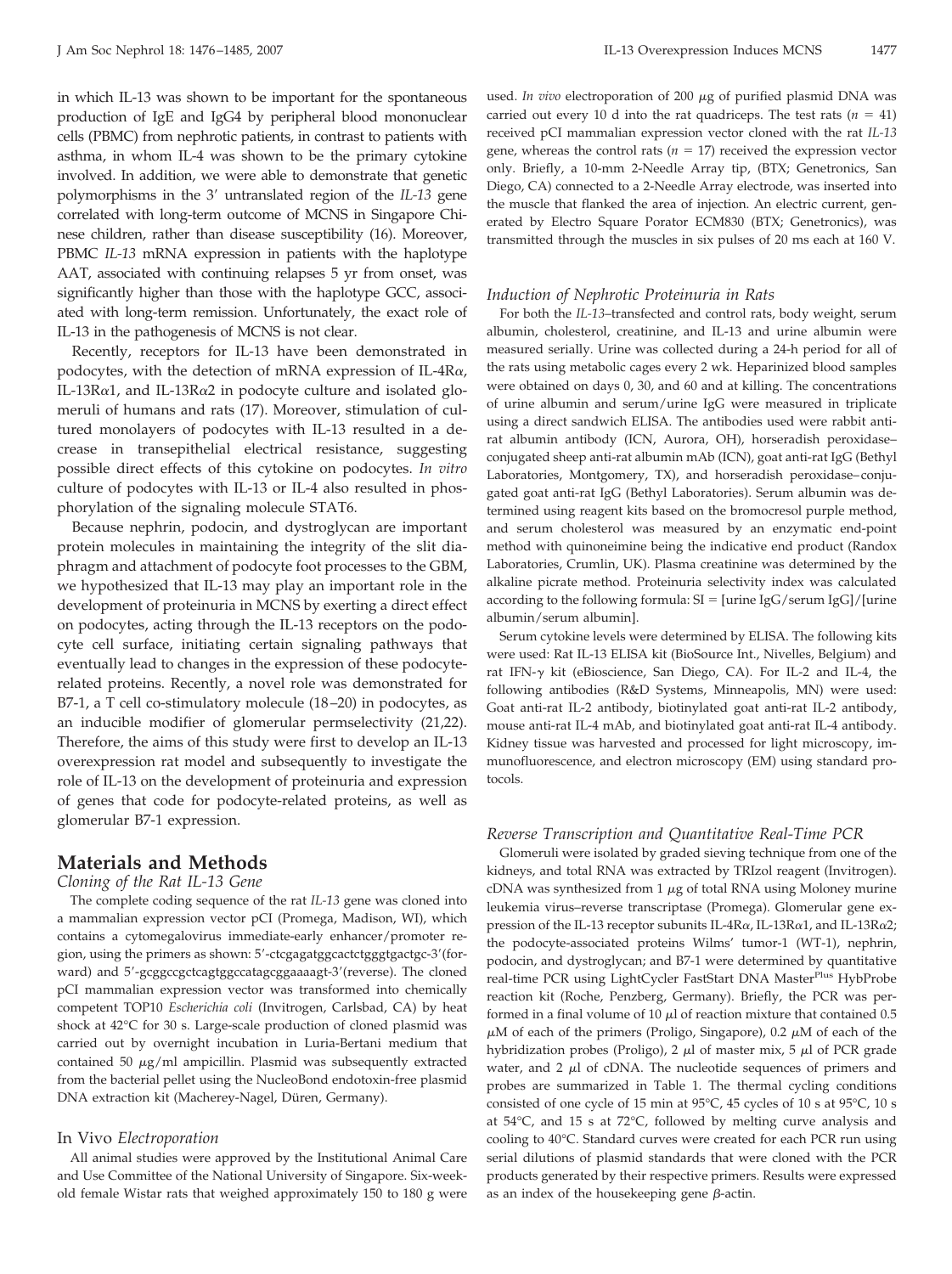in which IL-13 was shown to be important for the spontaneous production of IgE and IgG4 by peripheral blood mononuclear cells (PBMC) from nephrotic patients, in contrast to patients with asthma, in whom IL-4 was shown to be the primary cytokine involved. In addition, we were able to demonstrate that genetic polymorphisms in the 3′ untranslated region of the *IL-13* gene correlated with long-term outcome of MCNS in Singapore Chinese children, rather than disease susceptibility (16). Moreover, PBMC *IL-13* mRNA expression in patients with the haplotype AAT, associated with continuing relapses 5 yr from onset, was significantly higher than those with the haplotype GCC, associated with long-term remission. Unfortunately, the exact role of IL-13 in the pathogenesis of MCNS is not clear.

Recently, receptors for IL-13 have been demonstrated in podocytes, with the detection of mRNA expression of IL-4R$\alpha$, IL-13R$\alpha$1, and IL-13R$\alpha$2 in podocyte culture and isolated glomeruli of humans and rats (17). Moreover, stimulation of cultured monolayers of podocytes with IL-13 resulted in a decrease in transepithelial electrical resistance, suggesting possible direct effects of this cytokine on podocytes. *In vitro* culture of podocytes with IL-13 or IL-4 also resulted in phosphorylation of the signaling molecule STAT6.

Because nephrin, podocin, and dystroglycan are important protein molecules in maintaining the integrity of the slit diaphragm and attachment of podocyte foot processes to the GBM, we hypothesized that IL-13 may play an important role in the development of proteinuria in MCNS by exerting a direct effect on podocytes, acting through the IL-13 receptors on the podocyte cell surface, initiating certain signaling pathways that eventually lead to changes in the expression of these podocyte-related proteins. Recently, a novel role was demonstrated for B7-1, a T cell co-stimulatory molecule (18–20) in podocytes, as an inducible modifier of glomerular permselectivity (21,22). Therefore, the aims of this study were first to develop an IL-13 overexpression rat model and subsequently to investigate the role of IL-13 on the development of proteinuria and expression of genes that code for podocyte-related proteins, as well as glomerular B7-1 expression.

## Materials and Methods

### Cloning of the Rat IL-13 Gene

The complete coding sequence of the rat *IL-13* gene was cloned into a mammalian expression vector pCI (Promega, Madison, WI), which contains a cytomegalovirus immediate-early enhancer/promoter region, using the primers as shown: 5′-ctcgagatggcactctgggtgactgc-3′(forward) and 5′-gcggccgctcagtggccatagcggaaaagt-3′(reverse). The cloned pCI mammalian expression vector was transformed into chemically competent TOP10 *Escherichia coli* (Invitrogen, Carlsbad, CA) by heat shock at 42°C for 30 s. Large-scale production of cloned plasmid was carried out by overnight incubation in Luria-Bertani medium that contained 50 $\mu$g/ml ampicillin. Plasmid was subsequently extracted from the bacterial pellet using the NucleoBond endotoxin-free plasmid DNA extraction kit (Macherey-Nagel, Düren, Germany).

### In Vivo *Electroporation*

All animal studies were approved by the Institutional Animal Care and Use Committee of the National University of Singapore. Six-week-old female Wistar rats that weighed approximately 150 to 180 g were used. *In vivo* electroporation of 200 $\mu$g of purified plasmid DNA was carried out every 10 d into the rat quadriceps. The test rats ($n$ = 41) received pCI mammalian expression vector cloned with the rat *IL-13* gene, whereas the control rats ($n$ = 17) received the expression vector only. Briefly, a 10-mm 2-Needle Array tip, (BTX; Genetronics, San Diego, CA) connected to a 2-Needle Array electrode, was inserted into the muscle that flanked the area of injection. An electric current, generated by Electro Square Porator ECM830 (BTX; Genetronics), was transmitted through the muscles in six pulses of 20 ms each at 160 V.

### Induction of Nephrotic Proteinuria in Rats

For both the *IL-13*–transfected and control rats, body weight, serum albumin, cholesterol, creatinine, and IL-13 and urine albumin were measured serially. Urine was collected during a 24-h period for all of the rats using metabolic cages every 2 wk. Heparinized blood samples were obtained on days 0, 30, and 60 and at killing. The concentrations of urine albumin and serum/urine IgG were measured in triplicate using a direct sandwich ELISA. The antibodies used were rabbit anti-rat albumin antibody (ICN, Aurora, OH), horseradish peroxidase–conjugated sheep anti-rat albumin mAb (ICN), goat anti-rat IgG (Bethyl Laboratories, Montgomery, TX), and horseradish peroxidase–conjugated goat anti-rat IgG (Bethyl Laboratories). Serum albumin was determined using reagent kits based on the bromocresol purple method, and serum cholesterol was measured by an enzymatic end-point method with quinoneimine being the indicative end product (Randox Laboratories, Crumlin, UK). Plasma creatinine was determined by the alkaline picrate method. Proteinuria selectivity index was calculated according to the following formula: SI = [urine IgG/serum IgG]/[urine albumin/serum albumin].

Serum cytokine levels were determined by ELISA. The following kits were used: Rat IL-13 ELISA kit (BioSource Int., Nivelles, Belgium) and rat IFN-$\gamma$ kit (eBioscience, San Diego, CA). For IL-2 and IL-4, the following antibodies (R&D Systems, Minneapolis, MN) were used: Goat anti-rat IL-2 antibody, biotinylated goat anti-rat IL-2 antibody, mouse anti-rat IL-4 mAb, and biotinylated goat anti-rat IL-4 antibody. Kidney tissue was harvested and processed for light microscopy, immunofluorescence, and electron microscopy (EM) using standard protocols.

### Reverse Transcription and Quantitative Real-Time PCR

Glomeruli were isolated by graded sieving technique from one of the kidneys, and total RNA was extracted by TRIzol reagent (Invitrogen). cDNA was synthesized from 1 $\mu$g of total RNA using Moloney murine leukemia virus–reverse transcriptase (Promega). Glomerular gene expression of the IL-13 receptor subunits IL-4R$\alpha$, IL-13R$\alpha$1, and IL-13R$\alpha$2; the podocyte-associated proteins Wilms' tumor-1 (WT-1), nephrin, podocin, and dystroglycan; and B7-1 were determined by quantitative real-time PCR using LightCycler FastStart DNA Master$^{Plus}$ HybProbe reaction kit (Roche, Penzberg, Germany). Briefly, the PCR was performed in a final volume of 10 $\mu$l of reaction mixture that contained 0.5 $\mu$M of each of the primers (Proligo, Singapore), 0.2 $\mu$M of each of the hybridization probes (Proligo), 2 $\mu$l of master mix, 5 $\mu$l of PCR grade water, and 2 $\mu$l of cDNA. The nucleotide sequences of primers and probes are summarized in Table 1. The thermal cycling conditions consisted of one cycle of 15 min at 95°C, 45 cycles of 10 s at 95°C, 10 s at 54°C, and 15 s at 72°C, followed by melting curve analysis and cooling to 40°C. Standard curves were created for each PCR run using serial dilutions of plasmid standards that were cloned with the PCR products generated by their respective primers. Results were expressed as an index of the housekeeping gene $\beta$-actin.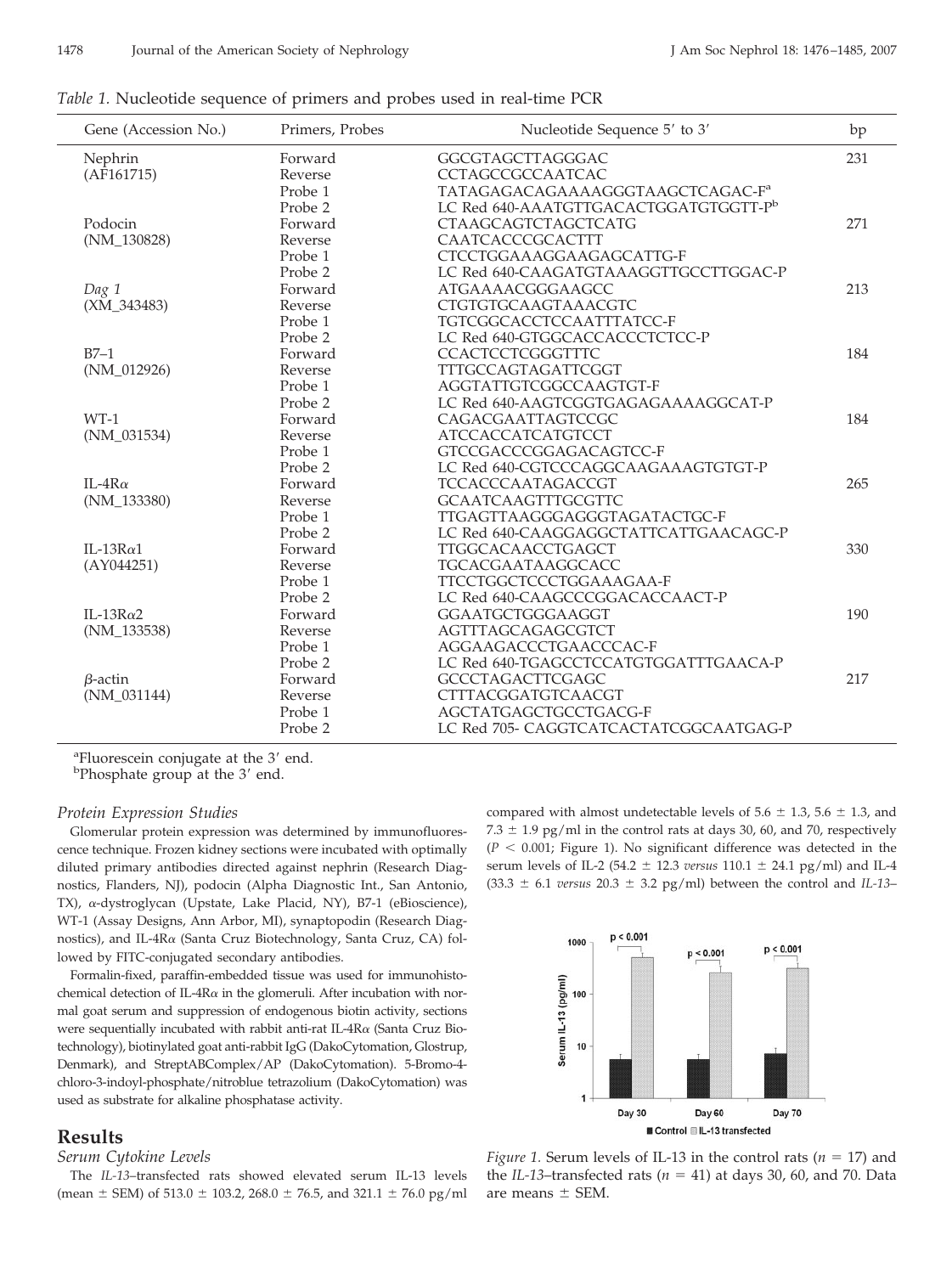*Table 1.* Nucleotide sequence of primers and probes used in real-time PCR

| Gene (Accession No.) | Primers, Probes | Nucleotide Sequence 5′ to 3′ | bp |
|---|---|---|---|
| Nephrin | Forward | GGCGTAGCTTAGGGAC | 231 |
| (AF161715) | Reverse | CCTAGCCGCCAATCAC | |
| | Probe 1 | TATAGAGACAGAAAAGGGTAAGCTCAGAC-F[a] | |
| | Probe 2 | LC Red 640-AAATGTTGACACTGGATGTGGTT-P[b] | |
| Podocin | Forward | CTAAGCAGTCTAGCTCATG | 271 |
| (NM_130828) | Reverse | CAATCACCCGCACTTT | |
| | Probe 1 | CTCCTGGAAAGGAAGAGCATTG-F | |
| | Probe 2 | LC Red 640-CAAGATGTAAAGGTTGCCTTGGAC-P | |
| *Dag 1* | Forward | ATGAAAACGGGAAGCC | 213 |
| (XM_343483) | Reverse | CTGTGTGCAAGTAAACGTC | |
| | Probe 1 | TGTCGGCACCTCCAATTTATCC-F | |
| | Probe 2 | LC Red 640-GTGGCACCACCCTCTCC-P | |
| B7–1 | Forward | CCACTCCTCGGGTTTC | 184 |
| (NM_012926) | Reverse | TTTGCCAGTAGATTCGGT | |
| | Probe 1 | AGGTATTGTCGGCCAAGTGT-F | |
| | Probe 2 | LC Red 640-AAGTCGGTGAGAGAAAAGGCAT-P | |
| WT-1 | Forward | CAGACGAATTAGTCCGC | 184 |
| (NM_031534) | Reverse | ATCCACCATCATGTCCT | |
| | Probe 1 | GTCCGACCCGGAGACAGTCC-F | |
| | Probe 2 | LC Red 640-CGTCCCAGGCAAGAAAGTGTGT-P | |
| IL-4Rα | Forward | TCCACCCAATAGACCGT | 265 |
| (NM_133380) | Reverse | GCAATCAAGTTTGCGTTC | |
| | Probe 1 | TTGAGTTAAGGGAGGGTAGATACTGC-F | |
| | Probe 2 | LC Red 640-CAAGGAGGCTATTCATTGAACAGC-P | |
| IL-13Rα1 | Forward | TTGGCACAACCTGAGCT | 330 |
| (AY044251) | Reverse | TGCACGAATAAGGCACC | |
| | Probe 1 | TTCCTGGCTCCCTGGAAAGAA-F | |
| | Probe 2 | LC Red 640-CAAGCCCGGACACCAACT-P | |
| IL-13Rα2 | Forward | GGAATGCTGGGAAGGT | 190 |
| (NM_133538) | Reverse | AGTTTAGCAGAGCGTCT | |
| | Probe 1 | AGGAAGACCCTGAACCCAC-F | |
| | Probe 2 | LC Red 640-TGAGCCTCCATGTGGATTTGAACA-P | |
| β-actin | Forward | GCCCTAGACTTCGAGC | 217 |
| (NM_031144) | Reverse | CTTTACGGATGTCAACGT | |
| | Probe 1 | AGCTATGAGCTGCCTGACG-F | |
| | Probe 2 | LC Red 705- CAGGTCATCACTATCGGCAATGAG-P | |

[a]Fluorescein conjugate at the 3′ end.
[b]Phosphate group at the 3′ end.

### *Protein Expression Studies*

Glomerular protein expression was determined by immunofluorescence technique. Frozen kidney sections were incubated with optimally diluted primary antibodies directed against nephrin (Research Diagnostics, Flanders, NJ), podocin (Alpha Diagnostic Int., San Antonio, TX), α-dystroglycan (Upstate, Lake Placid, NY), B7-1 (eBioscience), WT-1 (Assay Designs, Ann Arbor, MI), synaptopodin (Research Diagnostics), and IL-4Rα (Santa Cruz Biotechnology, Santa Cruz, CA) followed by FITC-conjugated secondary antibodies.

Formalin-fixed, paraffin-embedded tissue was used for immunohistochemical detection of IL-4Rα in the glomeruli. After incubation with normal goat serum and suppression of endogenous biotin activity, sections were sequentially incubated with rabbit anti-rat IL-4Rα (Santa Cruz Biotechnology), biotinylated goat anti-rabbit IgG (DakoCytomation, Glostrup, Denmark), and StreptABComplex/AP (DakoCytomation). 5-Bromo-4-chloro-3-indoyl-phosphate/nitroblue tetrazolium (DakoCytomation) was used as substrate for alkaline phosphatase activity.

## Results

### *Serum Cytokine Levels*

The *IL-13*–transfected rats showed elevated serum IL-13 levels (mean ± SEM) of 513.0 ± 103.2, 268.0 ± 76.5, and 321.1 ± 76.0 pg/ml compared with almost undetectable levels of 5.6 ± 1.3, 5.6 ± 1.3, and 7.3 ± 1.9 pg/ml in the control rats at days 30, 60, and 70, respectively ($P < 0.001$; Figure 1). No significant difference was detected in the serum levels of IL-2 (54.2 ± 12.3 *versus* 110.1 ± 24.1 pg/ml) and IL-4 (33.3 ± 6.1 *versus* 20.3 ± 3.2 pg/ml) between the control and *IL-13*–

*Figure 1.* Serum levels of IL-13 in the control rats ($n = 17$) and the *IL-13*–transfected rats ($n = 41$) at days 30, 60, and 70. Data are means ± SEM.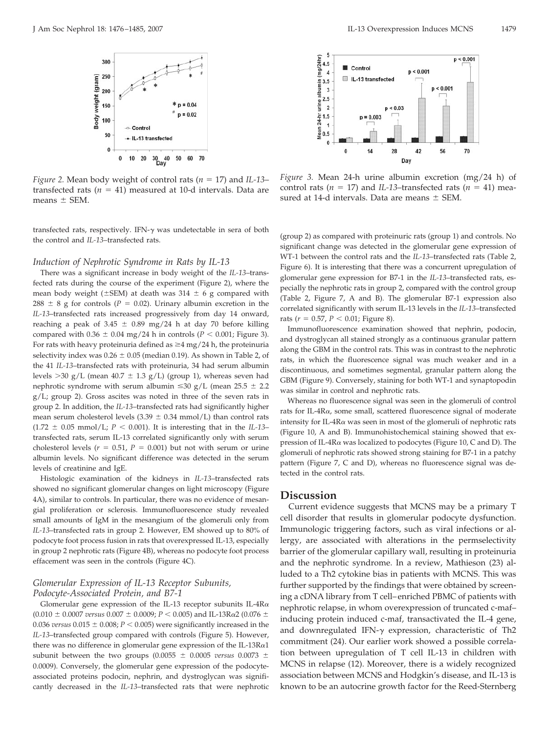Figure 2. Mean body weight of control rats ($n = 17$) and *IL-13*–transfected rats ($n = 41$) measured at 10-d intervals. Data are means ± SEM.

Figure 3. Mean 24-h urine albumin excretion (mg/24 h) of control rats ($n = 17$) and *IL-13*–transfected rats ($n = 41$) measured at 14-d intervals. Data are means ± SEM.

transfected rats, respectively. IFN-γ was undetectable in sera of both the control and *IL-13*–transfected rats.

### Induction of Nephrotic Syndrome in Rats by IL-13

There was a significant increase in body weight of the *IL-13*–transfected rats during the course of the experiment (Figure 2), where the mean body weight (±SEM) at death was 314 ± 6 g compared with 288 ± 8 g for controls ($P = 0.02$). Urinary albumin excretion in the *IL-13*–transfected rats increased progressively from day 14 onward, reaching a peak of 3.45 ± 0.89 mg/24 h at day 70 before killing compared with 0.36 ± 0.04 mg/24 h in controls ($P < 0.001$; Figure 3). For rats with heavy proteinuria defined as ≥4 mg/24 h, the proteinuria selectivity index was 0.26 ± 0.05 (median 0.19). As shown in Table 2, of the 41 *IL-13*–transfected rats with proteinuria, 34 had serum albumin levels >30 g/L (mean 40.7 ± 1.3 g/L) (group 1), whereas seven had nephrotic syndrome with serum albumin ≤30 g/L (mean 25.5 ± 2.2 g/L; group 2). Gross ascites was noted in three of the seven rats in group 2. In addition, the *IL-13*–transfected rats had significantly higher mean serum cholesterol levels (3.39 ± 0.34 mmol/L) than control rats (1.72 ± 0.05 mmol/L; $P < 0.001$). It is interesting that in the *IL-13*–transfected rats, serum IL-13 correlated significantly only with serum cholesterol levels ($r = 0.51$, $P = 0.001$) but not with serum or urine albumin levels. No significant difference was detected in the serum levels of creatinine and IgE.

Histologic examination of the kidneys in *IL-13*–transfected rats showed no significant glomerular changes on light microscopy (Figure 4A), similar to controls. In particular, there was no evidence of mesangial proliferation or sclerosis. Immunofluorescence study revealed small amounts of IgM in the mesangium of the glomeruli only from *IL-13*–transfected rats in group 2. However, EM showed up to 80% of podocyte foot process fusion in rats that overexpressed IL-13, especially in group 2 nephrotic rats (Figure 4B), whereas no podocyte foot process effacement was seen in the controls (Figure 4C).

### Glomerular Expression of IL-13 Receptor Subunits, Podocyte-Associated Protein, and B7-1

Glomerular gene expression of the IL-13 receptor subunits IL-4Rα (0.010 ± 0.0007 *versus* 0.007 ± 0.0009; $P < 0.005$) and IL-13Rα2 (0.076 ± 0.036 *versus* 0.015 ± 0.008; $P < 0.005$) were significantly increased in the *IL-13*–transfected group compared with controls (Figure 5). However, there was no difference in glomerular gene expression of the IL-13Rα1 subunit between the two groups (0.0055 ± 0.0005 *versus* 0.0073 ± 0.0009). Conversely, the glomerular gene expression of the podocyte-associated proteins podocin, nephrin, and dystroglycan was significantly decreased in the *IL-13*–transfected rats that were nephrotic (group 2) as compared with proteinuric rats (group 1) and controls. No significant change was detected in the glomerular gene expression of WT-1 between the control rats and the *IL-13*–transfected rats (Table 2, Figure 6). It is interesting that there was a concurrent upregulation of glomerular gene expression for B7-1 in the *IL-13*–transfected rats, especially the nephrotic rats in group 2, compared with the control group (Table 2, Figure 7, A and B). The glomerular B7-1 expression also correlated significantly with serum IL-13 levels in the *IL-13*–transfected rats ($r = 0.57$, $P < 0.01$; Figure 8).

Immunofluorescence examination showed that nephrin, podocin, and dystroglycan all stained strongly as a continuous granular pattern along the GBM in the control rats. This was in contrast to the nephrotic rats, in which the fluorescence signal was much weaker and in a discontinuous, and sometimes segmental, granular pattern along the GBM (Figure 9). Conversely, staining for both WT-1 and synaptopodin was similar in control and nephrotic rats.

Whereas no fluorescence signal was seen in the glomeruli of control rats for IL-4Rα, some small, scattered fluorescence signal of moderate intensity for IL-4Rα was seen in most of the glomeruli of nephrotic rats (Figure 10, A and B). Immunohistochemical staining showed that expression of IL-4Rα was localized to podocytes (Figure 10, C and D). The glomeruli of nephrotic rats showed strong staining for B7-1 in a patchy pattern (Figure 7, C and D), whereas no fluorescence signal was detected in the control rats.

## Discussion

Current evidence suggests that MCNS may be a primary T cell disorder that results in glomerular podocyte dysfunction. Immunologic triggering factors, such as viral infections or allergy, are associated with alterations in the permselectivity barrier of the glomerular capillary wall, resulting in proteinuria and the nephrotic syndrome. In a review, Mathieson (23) alluded to a Th2 cytokine bias in patients with MCNS. This was further supported by the findings that were obtained by screening a cDNA library from T cell–enriched PBMC of patients with nephrotic relapse, in whom overexpression of truncated c-maf–inducing protein induced c-maf, transactivated the IL-4 gene, and downregulated IFN-γ expression, characteristic of Th2 commitment (24). Our earlier work showed a possible correlation between upregulation of T cell IL-13 in children with MCNS in relapse (12). Moreover, there is a widely recognized association between MCNS and Hodgkin's disease, and IL-13 is known to be an autocrine growth factor for the Reed-Sternberg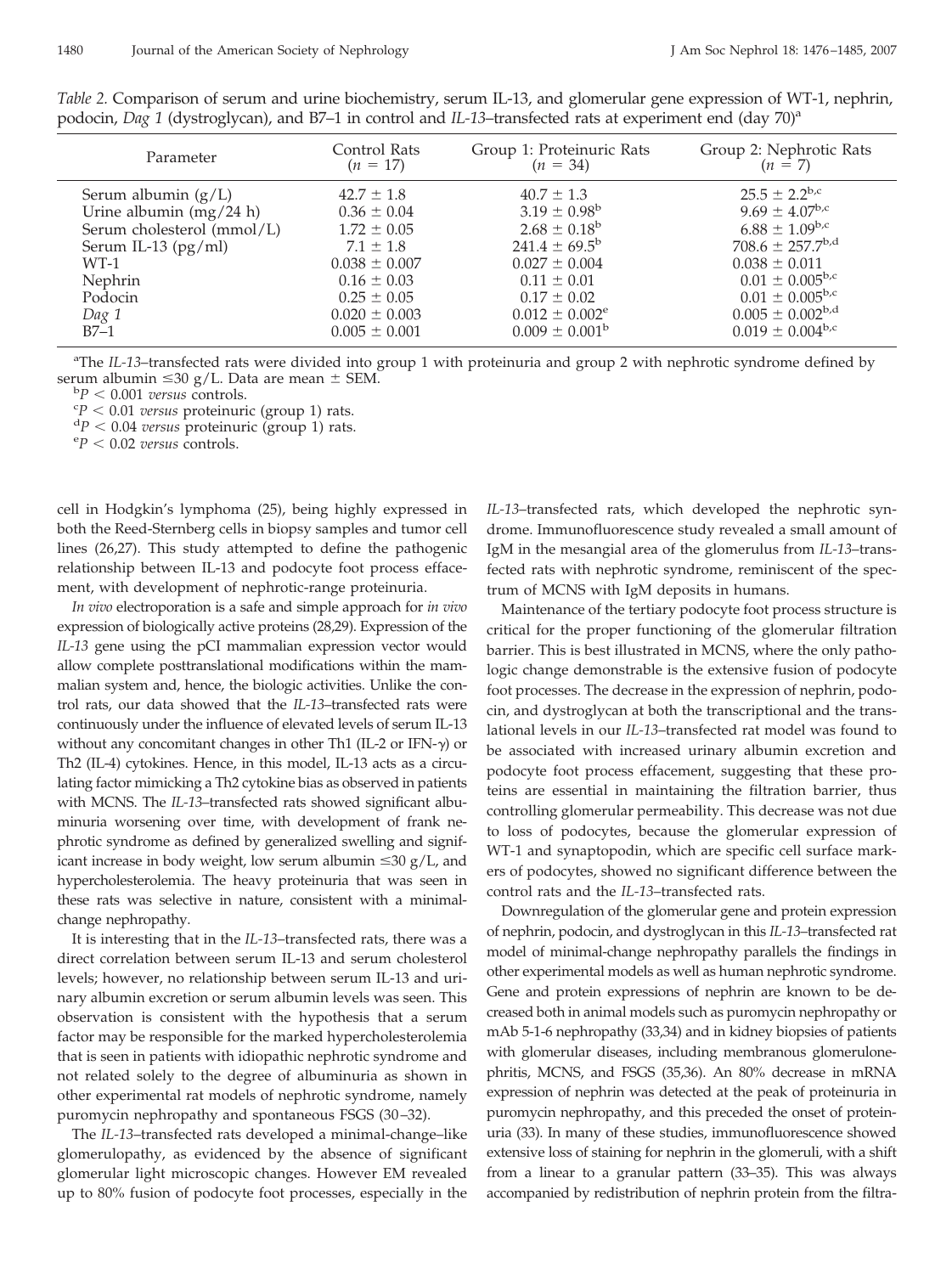*Table 2.* Comparison of serum and urine biochemistry, serum IL-13, and glomerular gene expression of WT-1, nephrin, podocin, *Dag 1* (dystroglycan), and B7–1 in control and *IL-13*–transfected rats at experiment end (day 70)[a]

| Parameter | Control Rats ($n = 17$) | Group 1: Proteinuric Rats ($n = 34$) | Group 2: Nephrotic Rats ($n = 7$) |
|---|---|---|---|
| Serum albumin (g/L) | 42.7 ± 1.8 | 40.7 ± 1.3 | 25.5 ± 2.2[b,c] |
| Urine albumin (mg/24 h) | 0.36 ± 0.04 | 3.19 ± 0.98[b] | 9.69 ± 4.07[b,c] |
| Serum cholesterol (mmol/L) | 1.72 ± 0.05 | 2.68 ± 0.18[b] | 6.88 ± 1.09[b,c] |
| Serum IL-13 (pg/ml) | 7.1 ± 1.8 | 241.4 ± 69.5[b] | 708.6 ± 257.7[b,d] |
| WT-1 | 0.038 ± 0.007 | 0.027 ± 0.004 | 0.038 ± 0.011 |
| Nephrin | 0.16 ± 0.03 | 0.11 ± 0.01 | 0.01 ± 0.005[b,c] |
| Podocin | 0.25 ± 0.05 | 0.17 ± 0.02 | 0.01 ± 0.005[b,c] |
| *Dag 1* | 0.020 ± 0.003 | 0.012 ± 0.002[e] | 0.005 ± 0.002[b,d] |
| B7–1 | 0.005 ± 0.001 | 0.009 ± 0.001[b] | 0.019 ± 0.004[b,c] |

[a]The *IL-13*–transfected rats were divided into group 1 with proteinuria and group 2 with nephrotic syndrome defined by serum albumin ≤30 g/L. Data are mean ± SEM.
[b]$P < 0.001$ *versus* controls.
[c]$P < 0.01$ *versus* proteinuric (group 1) rats.
[d]$P < 0.04$ *versus* proteinuric (group 1) rats.
[e]$P < 0.02$ *versus* controls.

cell in Hodgkin's lymphoma (25), being highly expressed in both the Reed-Sternberg cells in biopsy samples and tumor cell lines (26,27). This study attempted to define the pathogenic relationship between IL-13 and podocyte foot process effacement, with development of nephrotic-range proteinuria.

*In vivo* electroporation is a safe and simple approach for *in vivo* expression of biologically active proteins (28,29). Expression of the *IL-13* gene using the pCI mammalian expression vector would allow complete posttranslational modifications within the mammalian system and, hence, the biologic activities. Unlike the control rats, our data showed that the *IL-13*–transfected rats were continuously under the influence of elevated levels of serum IL-13 without any concomitant changes in other Th1 (IL-2 or IFN-γ) or Th2 (IL-4) cytokines. Hence, in this model, IL-13 acts as a circulating factor mimicking a Th2 cytokine bias as observed in patients with MCNS. The *IL-13*–transfected rats showed significant albuminuria worsening over time, with development of frank nephrotic syndrome as defined by generalized swelling and significant increase in body weight, low serum albumin ≤30 g/L, and hypercholesterolemia. The heavy proteinuria that was seen in these rats was selective in nature, consistent with a minimal-change nephropathy.

It is interesting that in the *IL-13*–transfected rats, there was a direct correlation between serum IL-13 and serum cholesterol levels; however, no relationship between serum IL-13 and urinary albumin excretion or serum albumin levels was seen. This observation is consistent with the hypothesis that a serum factor may be responsible for the marked hypercholesterolemia that is seen in patients with idiopathic nephrotic syndrome and not related solely to the degree of albuminuria as shown in other experimental rat models of nephrotic syndrome, namely puromycin nephropathy and spontaneous FSGS (30–32).

The *IL-13*–transfected rats developed a minimal-change–like glomerulopathy, as evidenced by the absence of significant glomerular light microscopic changes. However EM revealed up to 80% fusion of podocyte foot processes, especially in the *IL-13*–transfected rats, which developed the nephrotic syndrome. Immunofluorescence study revealed a small amount of IgM in the mesangial area of the glomerulus from *IL-13*–transfected rats with nephrotic syndrome, reminiscent of the spectrum of MCNS with IgM deposits in humans.

Maintenance of the tertiary podocyte foot process structure is critical for the proper functioning of the glomerular filtration barrier. This is best illustrated in MCNS, where the only pathologic change demonstrable is the extensive fusion of podocyte foot processes. The decrease in the expression of nephrin, podocin, and dystroglycan at both the transcriptional and the translational levels in our *IL-13*–transfected rat model was found to be associated with increased urinary albumin excretion and podocyte foot process effacement, suggesting that these proteins are essential in maintaining the filtration barrier, thus controlling glomerular permeability. This decrease was not due to loss of podocytes, because the glomerular expression of WT-1 and synaptopodin, which are specific cell surface markers of podocytes, showed no significant difference between the control rats and the *IL-13*–transfected rats.

Downregulation of the glomerular gene and protein expression of nephrin, podocin, and dystroglycan in this *IL-13*–transfected rat model of minimal-change nephropathy parallels the findings in other experimental models as well as human nephrotic syndrome. Gene and protein expressions of nephrin are known to be decreased both in animal models such as puromycin nephropathy or mAb 5-1-6 nephropathy (33,34) and in kidney biopsies of patients with glomerular diseases, including membranous glomerulonephritis, MCNS, and FSGS (35,36). An 80% decrease in mRNA expression of nephrin was detected at the peak of proteinuria in puromycin nephropathy, and this preceded the onset of proteinuria (33). In many of these studies, immunofluorescence showed extensive loss of staining for nephrin in the glomeruli, with a shift from a linear to a granular pattern (33–35). This was always accompanied by redistribution of nephrin protein from the filtra-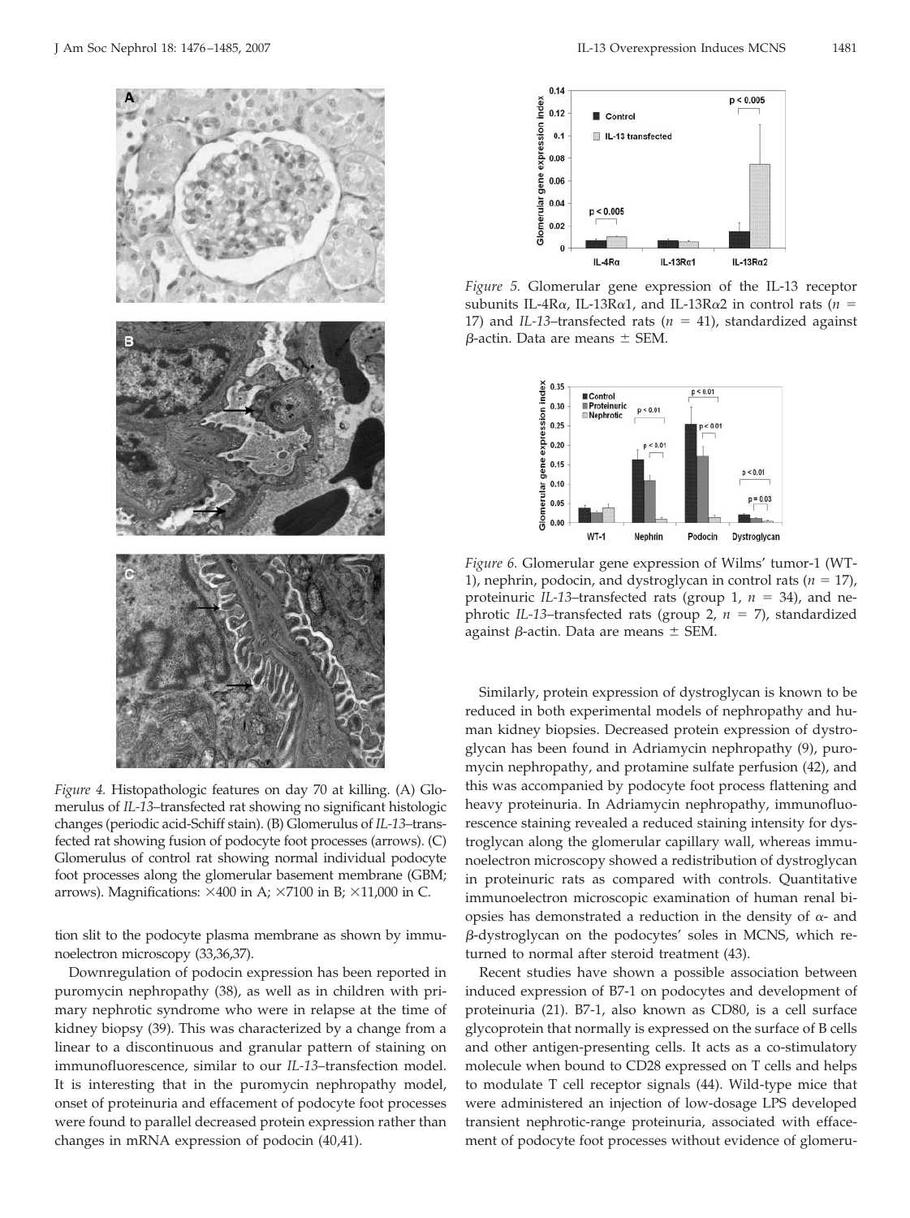*Figure 4.* Histopathologic features on day 70 at killing. (A) Glomerulus of *IL-13*–transfected rat showing no significant histologic changes (periodic acid-Schiff stain). (B) Glomerulus of *IL-13*–transfected rat showing fusion of podocyte foot processes (arrows). (C) Glomerulus of control rat showing normal individual podocyte foot processes along the glomerular basement membrane (GBM; arrows). Magnifications: ×400 in A; ×7100 in B; ×11,000 in C.

*Figure 5.* Glomerular gene expression of the IL-13 receptor subunits IL-4Rα, IL-13Rα1, and IL-13Rα2 in control rats ($n = 17$) and *IL-13*–transfected rats ($n = 41$), standardized against β-actin. Data are means ± SEM.

*Figure 6.* Glomerular gene expression of Wilms' tumor-1 (WT-1), nephrin, podocin, and dystroglycan in control rats ($n = 17$), proteinuric *IL-13*–transfected rats (group 1, $n = 34$), and nephrotic *IL-13*–transfected rats (group 2, $n = 7$), standardized against β-actin. Data are means ± SEM.

tion slit to the podocyte plasma membrane as shown by immunoelectron microscopy (33,36,37).

Downregulation of podocin expression has been reported in puromycin nephropathy (38), as well as in children with primary nephrotic syndrome who were in relapse at the time of kidney biopsy (39). This was characterized by a change from a linear to a discontinuous and granular pattern of staining on immunofluorescence, similar to our *IL-13*–transfection model. It is interesting that in the puromycin nephropathy model, onset of proteinuria and effacement of podocyte foot processes were found to parallel decreased protein expression rather than changes in mRNA expression of podocin (40,41).

Similarly, protein expression of dystroglycan is known to be reduced in both experimental models of nephropathy and human kidney biopsies. Decreased protein expression of dystroglycan has been found in Adriamycin nephropathy (9), puromycin nephropathy, and protamine sulfate perfusion (42), and this was accompanied by podocyte foot process flattening and heavy proteinuria. In Adriamycin nephropathy, immunofluorescence staining revealed a reduced staining intensity for dystroglycan along the glomerular capillary wall, whereas immunoelectron microscopy showed a redistribution of dystroglycan in proteinuric rats as compared with controls. Quantitative immunoelectron microscopic examination of human renal biopsies has demonstrated a reduction in the density of α- and β-dystroglycan on the podocytes' soles in MCNS, which returned to normal after steroid treatment (43).

Recent studies have shown a possible association between induced expression of B7-1 on podocytes and development of proteinuria (21). B7-1, also known as CD80, is a cell surface glycoprotein that normally is expressed on the surface of B cells and other antigen-presenting cells. It acts as a co-stimulatory molecule when bound to CD28 expressed on T cells and helps to modulate T cell receptor signals (44). Wild-type mice that were administered an injection of low-dosage LPS developed transient nephrotic-range proteinuria, associated with effacement of podocyte foot processes without evidence of glomeru-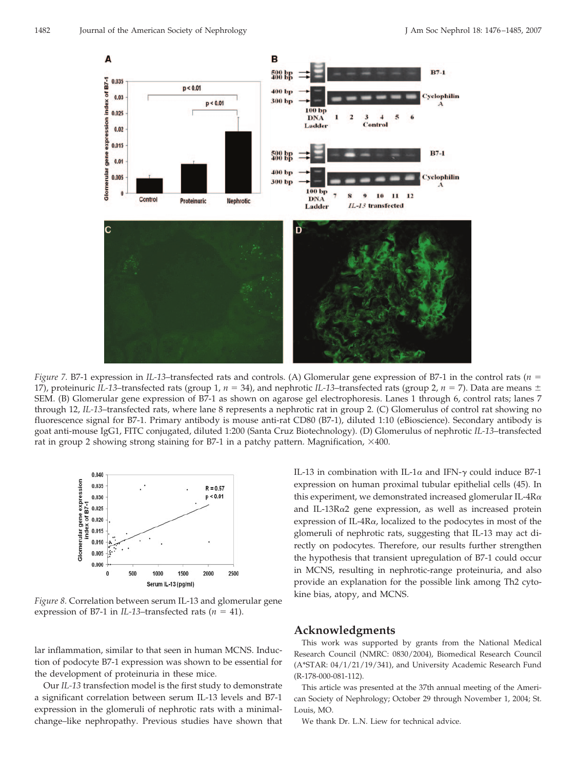*Figure 7.* B7-1 expression in *IL-13*–transfected rats and controls. (A) Glomerular gene expression of B7-1 in the control rats ($n$ = 17), proteinuric *IL-13*–transfected rats (group 1, $n$ = 34), and nephrotic *IL-13*–transfected rats (group 2, $n$ = 7). Data are means ± SEM. (B) Glomerular gene expression of B7-1 as shown on agarose gel electrophoresis. Lanes 1 through 6, control rats; lanes 7 through 12, *IL-13*–transfected rats, where lane 8 represents a nephrotic rat in group 2. (C) Glomerulus of control rat showing no fluorescence signal for B7-1. Primary antibody is mouse anti-rat CD80 (B7-1), diluted 1:10 (eBioscience). Secondary antibody is goat anti-mouse IgG1, FITC conjugated, diluted 1:200 (Santa Cruz Biotechnology). (D) Glomerulus of nephrotic *IL-13*–transfected rat in group 2 showing strong staining for B7-1 in a patchy pattern. Magnification, ×400.

*Figure 8.* Correlation between serum IL-13 and glomerular gene expression of B7-1 in *IL-13*–transfected rats ($n$ = 41).

lar inflammation, similar to that seen in human MCNS. Induction of podocyte B7-1 expression was shown to be essential for the development of proteinuria in these mice.

Our *IL-13* transfection model is the first study to demonstrate a significant correlation between serum IL-13 levels and B7-1 expression in the glomeruli of nephrotic rats with a minimal-change–like nephropathy. Previous studies have shown that IL-13 in combination with IL-1$\alpha$ and IFN-$\gamma$ could induce B7-1 expression on human proximal tubular epithelial cells (45). In this experiment, we demonstrated increased glomerular IL-4R$\alpha$ and IL-13R$\alpha$2 gene expression, as well as increased protein expression of IL-4R$\alpha$, localized to the podocytes in most of the glomeruli of nephrotic rats, suggesting that IL-13 may act directly on podocytes. Therefore, our results further strengthen the hypothesis that transient upregulation of B7-1 could occur in MCNS, resulting in nephrotic-range proteinuria, and also provide an explanation for the possible link among Th2 cytokine bias, atopy, and MCNS.

## Acknowledgments

This work was supported by grants from the National Medical Research Council (NMRC: 0830/2004), Biomedical Research Council (A*STAR: 04/1/21/19/341), and University Academic Research Fund (R-178-000-081-112).

This article was presented at the 37th annual meeting of the American Society of Nephrology; October 29 through November 1, 2004; St. Louis, MO.

We thank Dr. L.N. Liew for technical advice.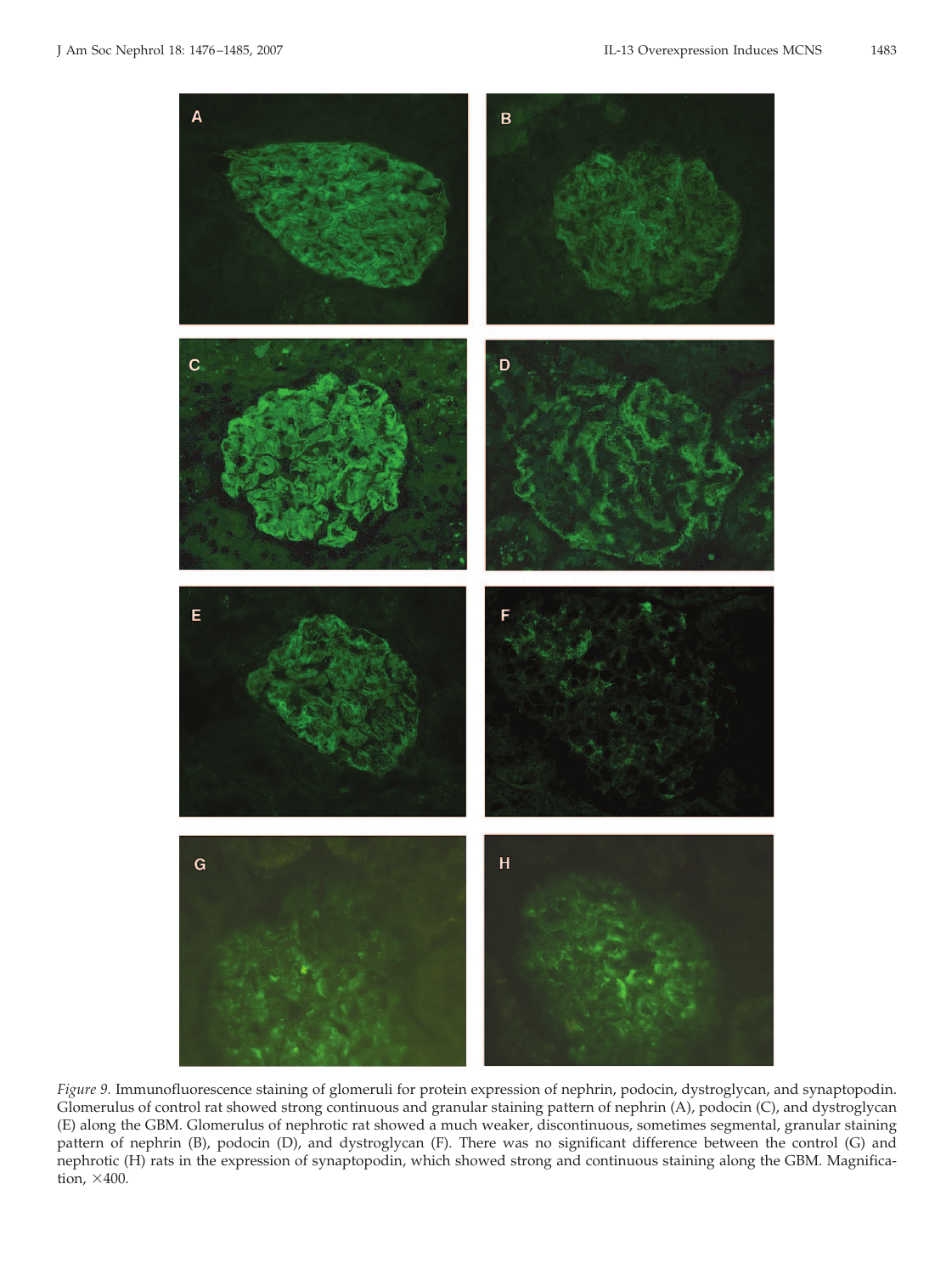*Figure 9.* Immunofluorescence staining of glomeruli for protein expression of nephrin, podocin, dystroglycan, and synaptopodin. Glomerulus of control rat showed strong continuous and granular staining pattern of nephrin (A), podocin (C), and dystroglycan (E) along the GBM. Glomerulus of nephrotic rat showed a much weaker, discontinuous, sometimes segmental, granular staining pattern of nephrin (B), podocin (D), and dystroglycan (F). There was no significant difference between the control (G) and nephrotic (H) rats in the expression of synaptopodin, which showed strong and continuous staining along the GBM. Magnification, ×400.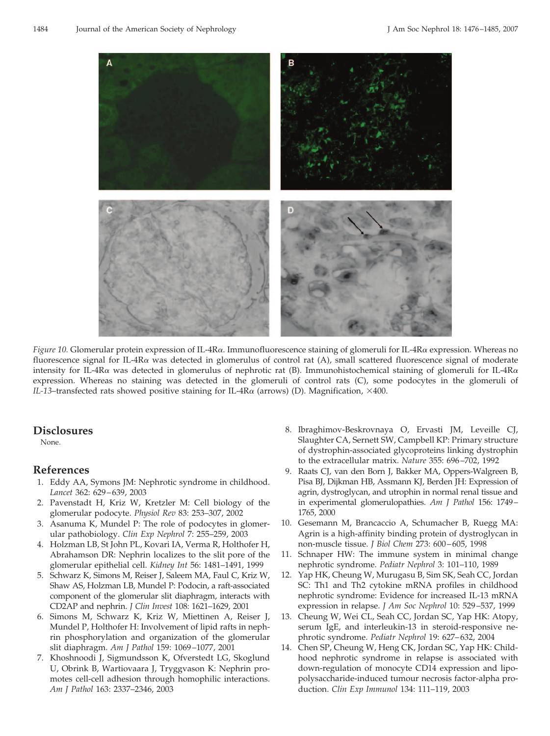*Figure 10.* Glomerular protein expression of IL-4Rα. Immunofluorescence staining of glomeruli for IL-4Rα expression. Whereas no fluorescence signal for IL-4Rα was detected in glomerulus of control rat (A), small scattered fluorescence signal of moderate intensity for IL-4Rα was detected in glomerulus of nephrotic rat (B). Immunohistochemical staining of glomeruli for IL-4Rα expression. Whereas no staining was detected in the glomeruli of control rats (C), some podocytes in the glomeruli of *IL-13*–transfected rats showed positive staining for IL-4Rα (arrows) (D). Magnification, ×400.

## Disclosures

None.

## References

1. Eddy AA, Symons JM: Nephrotic syndrome in childhood. *Lancet* 362: 629–639, 2003
2. Pavenstadt H, Kriz W, Kretzler M: Cell biology of the glomerular podocyte. *Physiol Rev* 83: 253–307, 2002
3. Asanuma K, Mundel P: The role of podocytes in glomerular pathobiology. *Clin Exp Nephrol* 7: 255–259, 2003
4. Holzman LB, St John PL, Kovari IA, Verma R, Holthofer H, Abrahamson DR: Nephrin localizes to the slit pore of the glomerular epithelial cell. *Kidney Int* 56: 1481–1491, 1999
5. Schwarz K, Simons M, Reiser J, Saleem MA, Faul C, Kriz W, Shaw AS, Holzman LB, Mundel P: Podocin, a raft-associated component of the glomerular slit diaphragm, interacts with CD2AP and nephrin. *J Clin Invest* 108: 1621–1629, 2001
6. Simons M, Schwarz K, Kriz W, Miettinen A, Reiser J, Mundel P, Holthofer H: Involvement of lipid rafts in nephrin phosphorylation and organization of the glomerular slit diaphragm. *Am J Pathol* 159: 1069–1077, 2001
7. Khoshnoodi J, Sigmundsson K, Ofverstedt LG, Skoglund U, Obrink B, Wartiovaara J, Tryggvason K: Nephrin promotes cell-cell adhesion through homophilic interactions. *Am J Pathol* 163: 2337–2346, 2003
8. Ibraghimov-Beskrovnaya O, Ervasti JM, Leveille CJ, Slaughter CA, Sernett SW, Campbell KP: Primary structure of dystrophin-associated glycoproteins linking dystrophin to the extracellular matrix. *Nature* 355: 696–702, 1992
9. Raats CJ, van den Born J, Bakker MA, Oppers-Walgreen B, Pisa BJ, Dijkman HB, Assmann KJ, Berden JH: Expression of agrin, dystroglycan, and utrophin in normal renal tissue and in experimental glomerulopathies. *Am J Pathol* 156: 1749–1765, 2000
10. Gesemann M, Brancaccio A, Schumacher B, Ruegg MA: Agrin is a high-affinity binding protein of dystroglycan in non-muscle tissue. *J Biol Chem* 273: 600–605, 1998
11. Schnaper HW: The immune system in minimal change nephrotic syndrome. *Pediatr Nephrol* 3: 101–110, 1989
12. Yap HK, Cheung W, Murugasu B, Sim SK, Seah CC, Jordan SC: Th1 and Th2 cytokine mRNA profiles in childhood nephrotic syndrome: Evidence for increased IL-13 mRNA expression in relapse. *J Am Soc Nephrol* 10: 529–537, 1999
13. Cheung W, Wei CL, Seah CC, Jordan SC, Yap HK: Atopy, serum IgE, and interleukin-13 in steroid-responsive nephrotic syndrome. *Pediatr Nephrol* 19: 627–632, 2004
14. Chen SP, Cheung W, Heng CK, Jordan SC, Yap HK: Childhood nephrotic syndrome in relapse is associated with down-regulation of monocyte CD14 expression and lipopolysaccharide-induced tumour necrosis factor-alpha production. *Clin Exp Immunol* 134: 111–119, 2003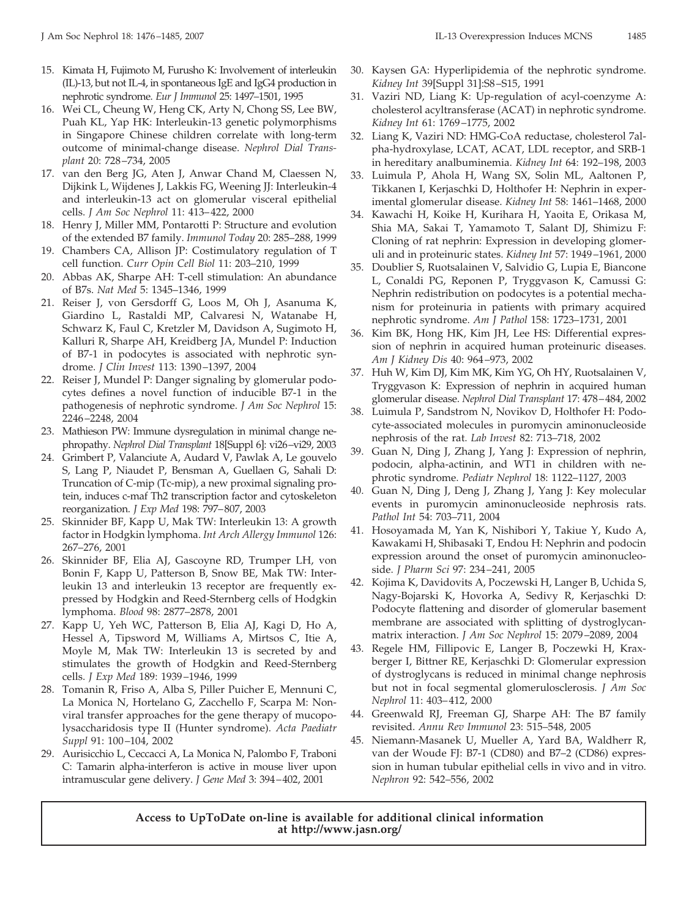15. Kimata H, Fujimoto M, Furusho K: Involvement of interleukin (IL)-13, but not IL-4, in spontaneous IgE and IgG4 production in nephrotic syndrome. *Eur J Immunol* 25: 1497–1501, 1995
16. Wei CL, Cheung W, Heng CK, Arty N, Chong SS, Lee BW, Puah KL, Yap HK: Interleukin-13 genetic polymorphisms in Singapore Chinese children correlate with long-term outcome of minimal-change disease. *Nephrol Dial Transplant* 20: 728–734, 2005
17. van den Berg JG, Aten J, Anwar Chand M, Claessen N, Dijkink L, Wijdenes J, Lakkis FG, Weening JJ: Interleukin-4 and interleukin-13 act on glomerular visceral epithelial cells. *J Am Soc Nephrol* 11: 413–422, 2000
18. Henry J, Miller MM, Pontarotti P: Structure and evolution of the extended B7 family. *Immunol Today* 20: 285–288, 1999
19. Chambers CA, Allison JP: Costimulatory regulation of T cell function. *Curr Opin Cell Biol* 11: 203–210, 1999
20. Abbas AK, Sharpe AH: T-cell stimulation: An abundance of B7s. *Nat Med* 5: 1345–1346, 1999
21. Reiser J, von Gersdorff G, Loos M, Oh J, Asanuma K, Giardino L, Rastaldi MP, Calvaresi N, Watanabe H, Schwarz K, Faul C, Kretzler M, Davidson A, Sugimoto H, Kalluri R, Sharpe AH, Kreidberg JA, Mundel P: Induction of B7-1 in podocytes is associated with nephrotic syndrome. *J Clin Invest* 113: 1390–1397, 2004
22. Reiser J, Mundel P: Danger signaling by glomerular podocytes defines a novel function of inducible B7-1 in the pathogenesis of nephrotic syndrome. *J Am Soc Nephrol* 15: 2246–2248, 2004
23. Mathieson PW: Immune dysregulation in minimal change nephropathy. *Nephrol Dial Transplant* 18[Suppl 6]: vi26–vi29, 2003
24. Grimbert P, Valanciute A, Audard V, Pawlak A, Le gouvelo S, Lang P, Niaudet P, Bensman A, Guellaen G, Sahali D: Truncation of C-mip (Tc-mip), a new proximal signaling protein, induces c-maf Th2 transcription factor and cytoskeleton reorganization. *J Exp Med* 198: 797–807, 2003
25. Skinnider BF, Kapp U, Mak TW: Interleukin 13: A growth factor in Hodgkin lymphoma. *Int Arch Allergy Immunol* 126: 267–276, 2001
26. Skinnider BF, Elia AJ, Gascoyne RD, Trumper LH, von Bonin F, Kapp U, Patterson B, Snow BE, Mak TW: Interleukin 13 and interleukin 13 receptor are frequently expressed by Hodgkin and Reed-Sternberg cells of Hodgkin lymphoma. *Blood* 98: 2877–2878, 2001
27. Kapp U, Yeh WC, Patterson B, Elia AJ, Kagi D, Ho A, Hessel A, Tipsword M, Williams A, Mirtsos C, Itie A, Moyle M, Mak TW: Interleukin 13 is secreted by and stimulates the growth of Hodgkin and Reed-Sternberg cells. *J Exp Med* 189: 1939–1946, 1999
28. Tomanin R, Friso A, Alba S, Piller Puicher E, Mennuni C, La Monica N, Hortelano G, Zacchello F, Scarpa M: Non-viral transfer approaches for the gene therapy of mucopolysaccharidosis type II (Hunter syndrome). *Acta Paediatr Suppl* 91: 100–104, 2002
29. Aurisicchio L, Ceccacci A, La Monica N, Palombo F, Traboni C: Tamarin alpha-interferon is active in mouse liver upon intramuscular gene delivery. *J Gene Med* 3: 394–402, 2001
30. Kaysen GA: Hyperlipidemia of the nephrotic syndrome. *Kidney Int* 39[Suppl 31]:S8–S15, 1991
31. Vaziri ND, Liang K: Up-regulation of acyl-coenzyme A: cholesterol acyltransferase (ACAT) in nephrotic syndrome. *Kidney Int* 61: 1769–1775, 2002
32. Liang K, Vaziri ND: HMG-CoA reductase, cholesterol 7alpha-hydroxylase, LCAT, ACAT, LDL receptor, and SRB-1 in hereditary analbuminemia. *Kidney Int* 64: 192–198, 2003
33. Luimula P, Ahola H, Wang SX, Solin ML, Aaltonen P, Tikkanen I, Kerjaschki D, Holthofer H: Nephrin in experimental glomerular disease. *Kidney Int* 58: 1461–1468, 2000
34. Kawachi H, Koike H, Kurihara H, Yaoita E, Orikasa M, Shia MA, Sakai T, Yamamoto T, Salant DJ, Shimizu F: Cloning of rat nephrin: Expression in developing glomeruli and in proteinuric states. *Kidney Int* 57: 1949–1961, 2000
35. Doublier S, Ruotsalainen V, Salvidio G, Lupia E, Biancone L, Conaldi PG, Reponen P, Tryggvason K, Camussi G: Nephrin redistribution on podocytes is a potential mechanism for proteinuria in patients with primary acquired nephrotic syndrome. *Am J Pathol* 158: 1723–1731, 2001
36. Kim BK, Hong HK, Kim JH, Lee HS: Differential expression of nephrin in acquired human proteinuric diseases. *Am J Kidney Dis* 40: 964–973, 2002
37. Huh W, Kim DJ, Kim MK, Kim YG, Oh HY, Ruotsalainen V, Tryggvason K: Expression of nephrin in acquired human glomerular disease. *Nephrol Dial Transplant* 17: 478–484, 2002
38. Luimula P, Sandstrom N, Novikov D, Holthofer H: Podocyte-associated molecules in puromycin aminonucleoside nephrosis of the rat. *Lab Invest* 82: 713–718, 2002
39. Guan N, Ding J, Zhang J, Yang J: Expression of nephrin, podocin, alpha-actinin, and WT1 in children with nephrotic syndrome. *Pediatr Nephrol* 18: 1122–1127, 2003
40. Guan N, Ding J, Deng J, Zhang J, Yang J: Key molecular events in puromycin aminonucleoside nephrosis rats. *Pathol Int* 54: 703–711, 2004
41. Hosoyamada M, Yan K, Nishibori Y, Takiue Y, Kudo A, Kawakami H, Shibasaki T, Endou H: Nephrin and podocin expression around the onset of puromycin aminonucleoside. *J Pharm Sci* 97: 234–241, 2005
42. Kojima K, Davidovits A, Poczewski H, Langer B, Uchida S, Nagy-Bojarski K, Hovorka A, Sedivy R, Kerjaschki D: Podocyte flattening and disorder of glomerular basement membrane are associated with splitting of dystroglycan-matrix interaction. *J Am Soc Nephrol* 15: 2079–2089, 2004
43. Regele HM, Fillipovic E, Langer B, Poczewki H, Kraxberger I, Bittner RE, Kerjaschki D: Glomerular expression of dystroglycans is reduced in minimal change nephrosis but not in focal segmental glomerulosclerosis. *J Am Soc Nephrol* 11: 403–412, 2000
44. Greenwald RJ, Freeman GJ, Sharpe AH: The B7 family revisited. *Annu Rev Immunol* 23: 515–548, 2005
45. Niemann-Masanek U, Mueller A, Yard BA, Waldherr R, van der Woude FJ: B7-1 (CD80) and B7–2 (CD86) expression in human tubular epithelial cells in vivo and in vitro. *Nephron* 92: 542–556, 2002

**Access to UpToDate on-line is available for additional clinical information at http://www.jasn.org/**